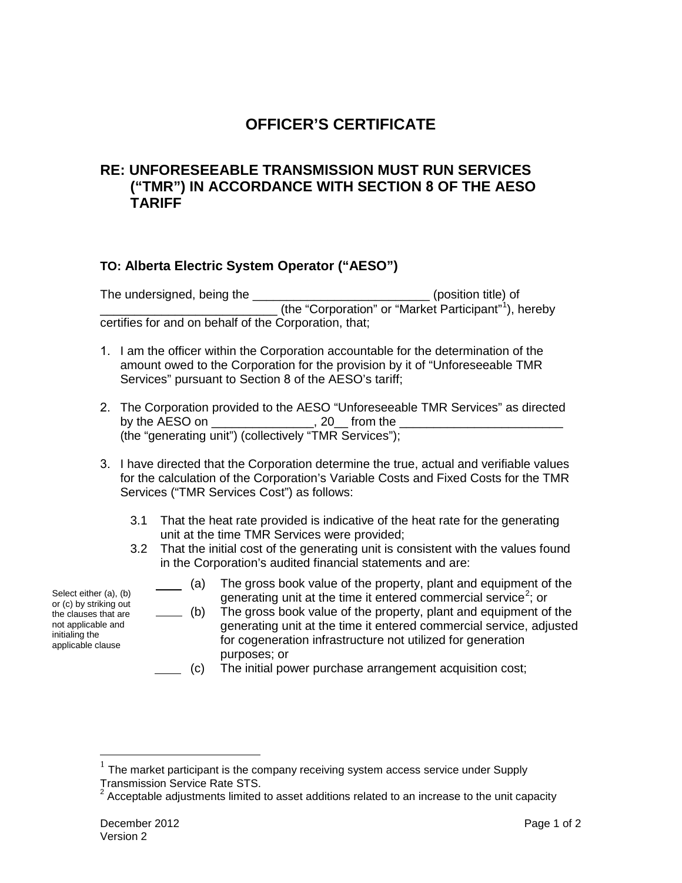# OFFICER'S CERTIFICATE

## RE: UNFORESEEABLE TRANSMISSION MUST RUN SERVICES ("TMR") IN ACCORDANCE WITH SECTION 8 OF THE AESO TARIFF

### TO: Alberta Electric System Operator ("AESO")

The undersigned, being the __________________________ (position title) of __________________________ (the "Corporation" or "Market Participant"[1]), hereby certifies for and on behalf of the Corporation, that;

1. I am the officer within the Corporation accountable for the determination of the amount owed to the Corporation for the provision by it of "Unforeseeable TMR Services" pursuant to Section 8 of the AESO's tariff;

2. The Corporation provided to the AESO "Unforeseeable TMR Services" as directed by the AESO on _______________, 20__ from the ________________________ (the "generating unit") (collectively "TMR Services");

3. I have directed that the Corporation determine the true, actual and verifiable values for the calculation of the Corporation's Variable Costs and Fixed Costs for the TMR Services ("TMR Services Cost") as follows:

   3.1 That the heat rate provided is indicative of the heat rate for the generating unit at the time TMR Services were provided;

   3.2 That the initial cost of the generating unit is consistent with the values found in the Corporation's audited financial statements and are:

   *Select either (a), (b) or (c) by striking out the clauses that are not applicable and initialing the applicable clause*

   ____ (a) The gross book value of the property, plant and equipment of the generating unit at the time it entered commercial service[2]; or

   ____ (b) The gross book value of the property, plant and equipment of the generating unit at the time it entered commercial service, adjusted for cogeneration infrastructure not utilized for generation purposes; or

   ____ (c) The initial power purchase arrangement acquisition cost;

---

[1] The market participant is the company receiving system access service under Supply Transmission Service Rate STS.

[2] Acceptable adjustments limited to asset additions related to an increase to the unit capacity

December 2012
Version 2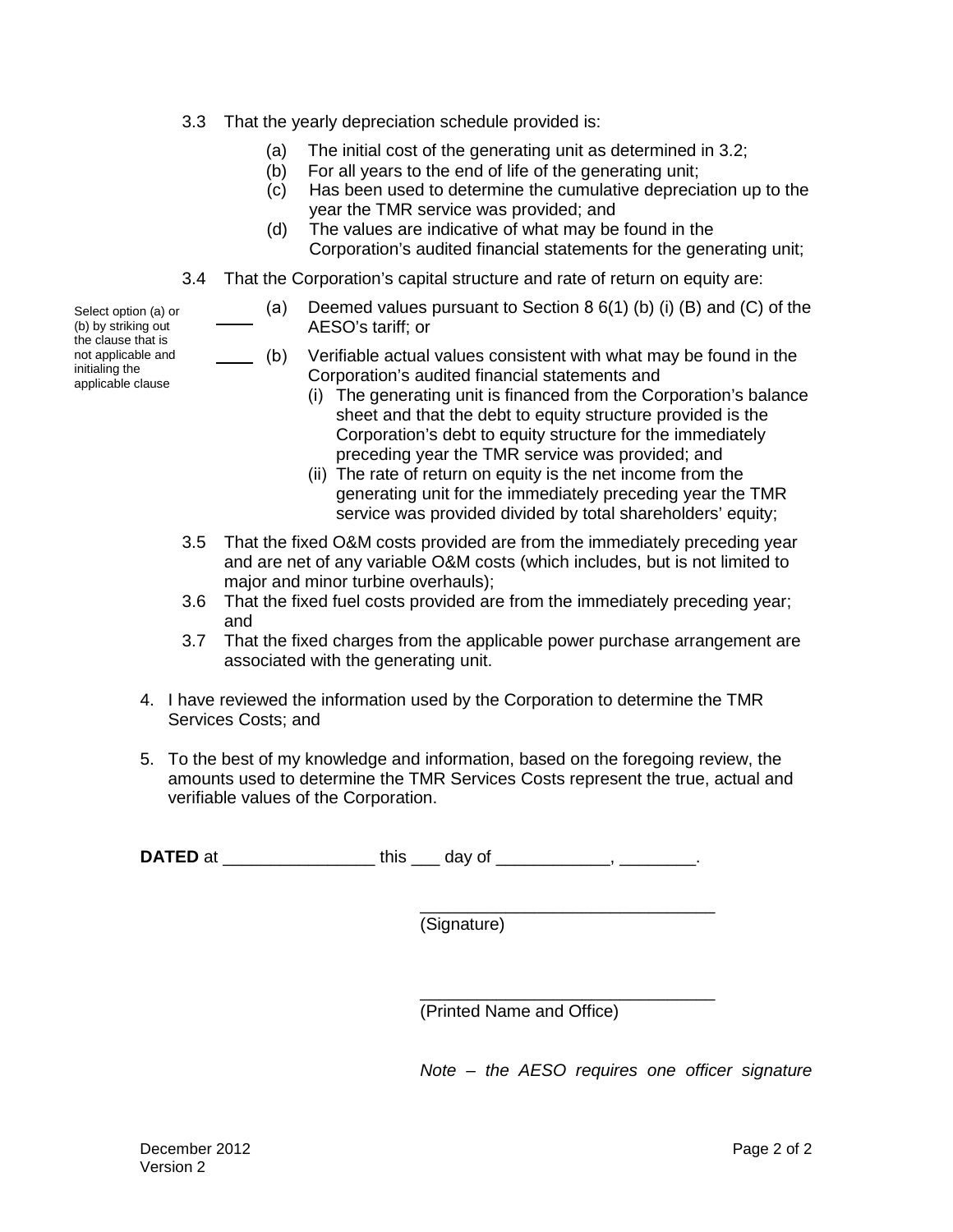3.3 That the yearly depreciation schedule provided is:

(a) The initial cost of the generating unit as determined in 3.2;
(b) For all years to the end of life of the generating unit;
(c) Has been used to determine the cumulative depreciation up to the year the TMR service was provided; and
(d) The values are indicative of what may be found in the Corporation's audited financial statements for the generating unit;

3.4 That the Corporation's capital structure and rate of return on equity are:

Select option (a) or (b) by striking out the clause that is not applicable and initialing the applicable clause

____ (a) Deemed values pursuant to Section 8 6(1) (b) (i) (B) and (C) of the AESO's tariff; or

____ (b) Verifiable actual values consistent with what may be found in the Corporation's audited financial statements and

(i) The generating unit is financed from the Corporation's balance sheet and that the debt to equity structure provided is the Corporation's debt to equity structure for the immediately preceding year the TMR service was provided; and
(ii) The rate of return on equity is the net income from the generating unit for the immediately preceding year the TMR service was provided divided by total shareholders' equity;

3.5 That the fixed O&M costs provided are from the immediately preceding year and are net of any variable O&M costs (which includes, but is not limited to major and minor turbine overhauls);

3.6 That the fixed fuel costs provided are from the immediately preceding year; and

3.7 That the fixed charges from the applicable power purchase arrangement are associated with the generating unit.

4. I have reviewed the information used by the Corporation to determine the TMR Services Costs; and

5. To the best of my knowledge and information, based on the foregoing review, the amounts used to determine the TMR Services Costs represent the true, actual and verifiable values of the Corporation.

**DATED** at ________________ this ___ day of ____________, ________.

_______________________________
(Signature)

_______________________________
(Printed Name and Office)

*Note – the AESO requires one officer signature*

December 2012
Version 2